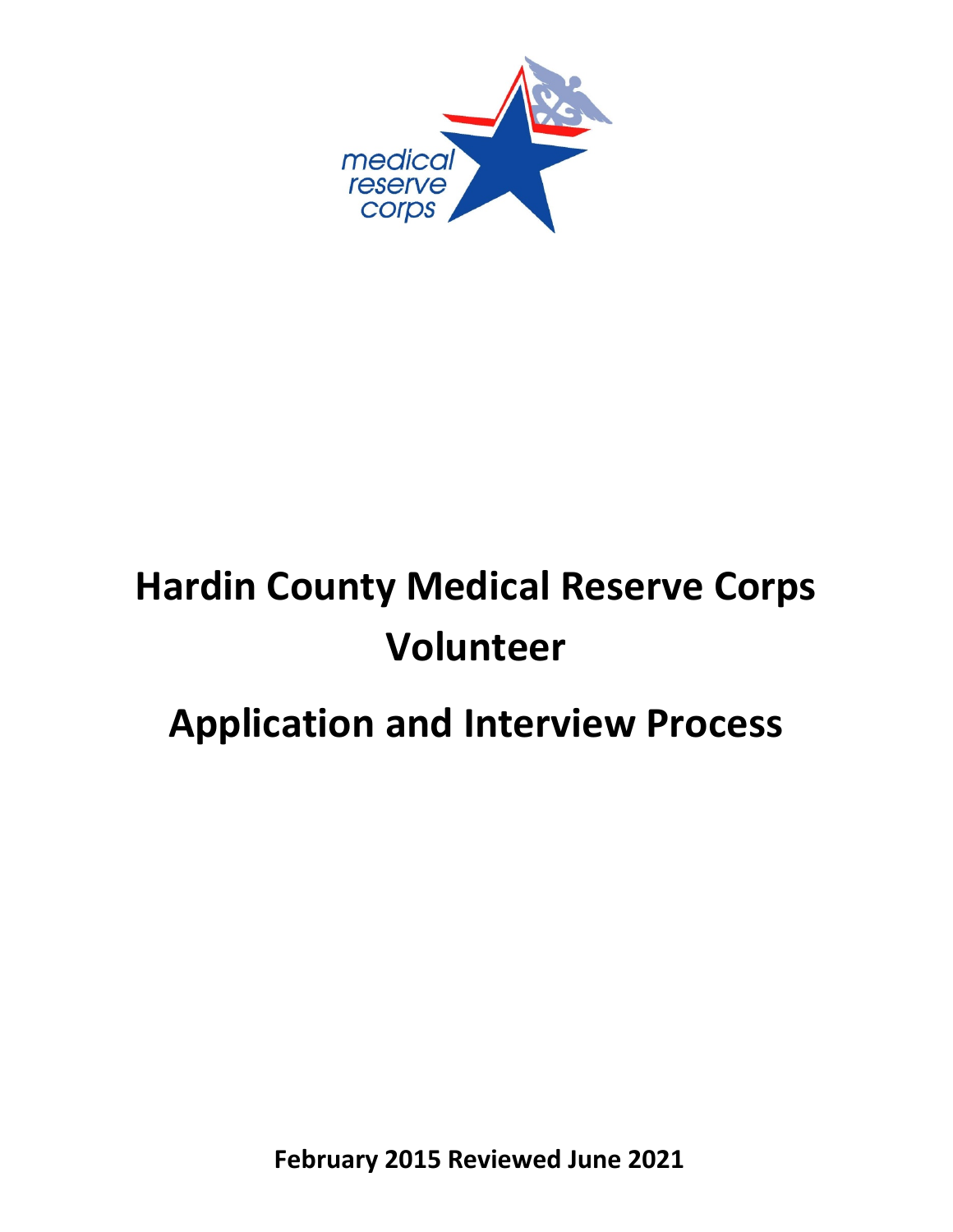medical reserve corps

# Hardin County Medical Reserve Corps Volunteer

# Application and Interview Process

**February 2015 Reviewed June 2021**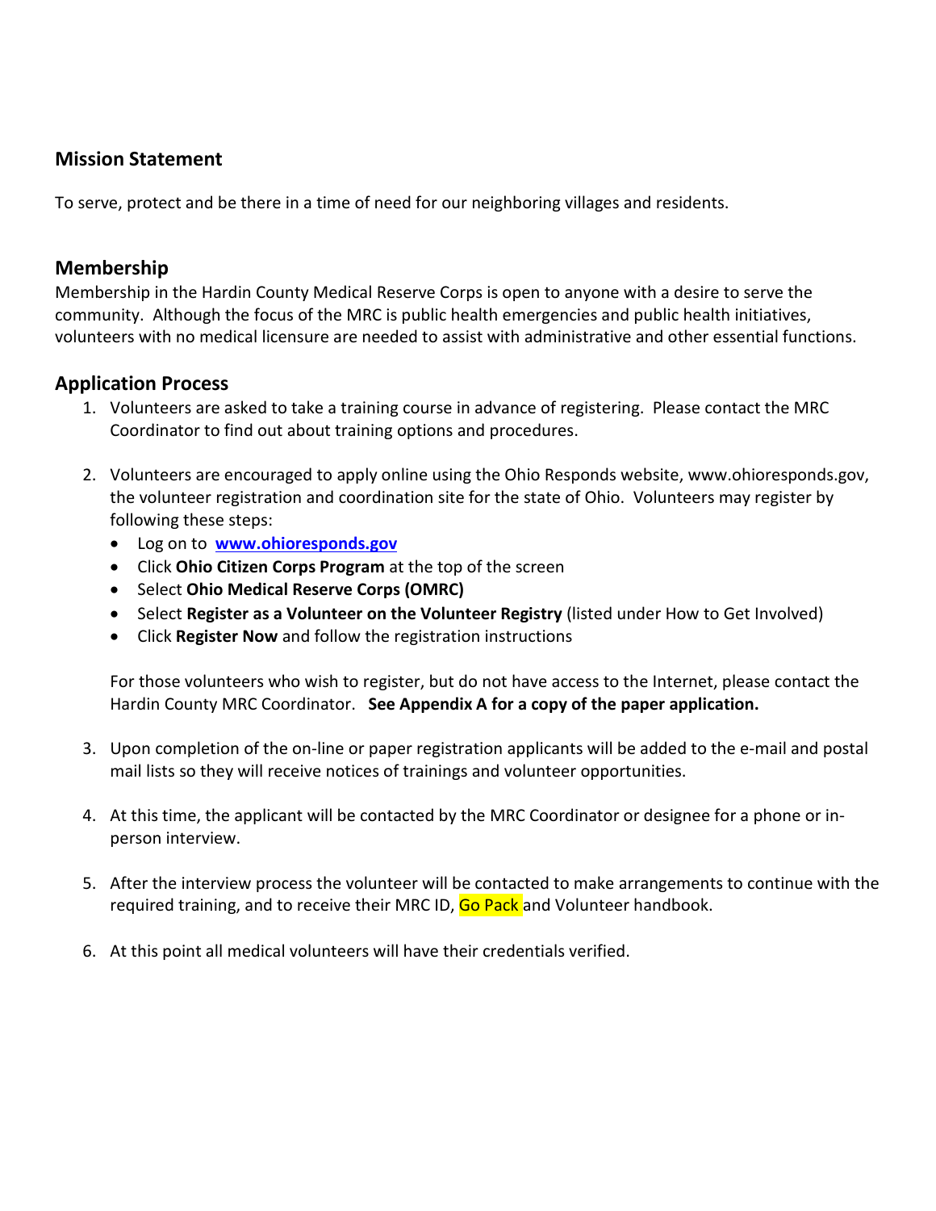## Mission Statement

To serve, protect and be there in a time of need for our neighboring villages and residents.

## Membership

Membership in the Hardin County Medical Reserve Corps is open to anyone with a desire to serve the community. Although the focus of the MRC is public health emergencies and public health initiatives, volunteers with no medical licensure are needed to assist with administrative and other essential functions.

## Application Process

1. Volunteers are asked to take a training course in advance of registering. Please contact the MRC Coordinator to find out about training options and procedures.

2. Volunteers are encouraged to apply online using the Ohio Responds website, www.ohioresponds.gov, the volunteer registration and coordination site for the state of Ohio. Volunteers may register by following these steps:
   - Log on to **www.ohioresponds.gov**
   - Click **Ohio Citizen Corps Program** at the top of the screen
   - Select **Ohio Medical Reserve Corps (OMRC)**
   - Select **Register as a Volunteer on the Volunteer Registry** (listed under How to Get Involved)
   - Click **Register Now** and follow the registration instructions

   For those volunteers who wish to register, but do not have access to the Internet, please contact the Hardin County MRC Coordinator. **See Appendix A for a copy of the paper application.**

3. Upon completion of the on-line or paper registration applicants will be added to the e-mail and postal mail lists so they will receive notices of trainings and volunteer opportunities.

4. At this time, the applicant will be contacted by the MRC Coordinator or designee for a phone or in-person interview.

5. After the interview process the volunteer will be contacted to make arrangements to continue with the required training, and to receive their MRC ID, Go Pack and Volunteer handbook.

6. At this point all medical volunteers will have their credentials verified.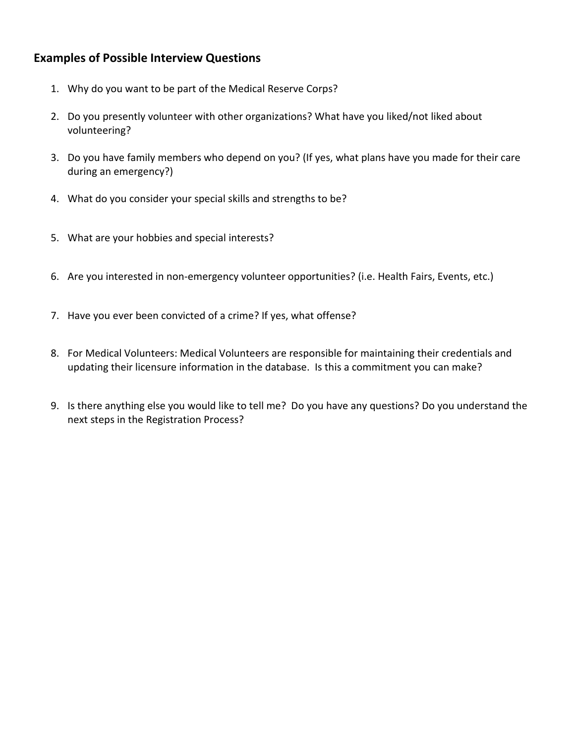## Examples of Possible Interview Questions

1. Why do you want to be part of the Medical Reserve Corps?

2. Do you presently volunteer with other organizations? What have you liked/not liked about volunteering?

3. Do you have family members who depend on you? (If yes, what plans have you made for their care during an emergency?)

4. What do you consider your special skills and strengths to be?

5. What are your hobbies and special interests?

6. Are you interested in non-emergency volunteer opportunities? (i.e. Health Fairs, Events, etc.)

7. Have you ever been convicted of a crime? If yes, what offense?

8. For Medical Volunteers: Medical Volunteers are responsible for maintaining their credentials and updating their licensure information in the database. Is this a commitment you can make?

9. Is there anything else you would like to tell me? Do you have any questions? Do you understand the next steps in the Registration Process?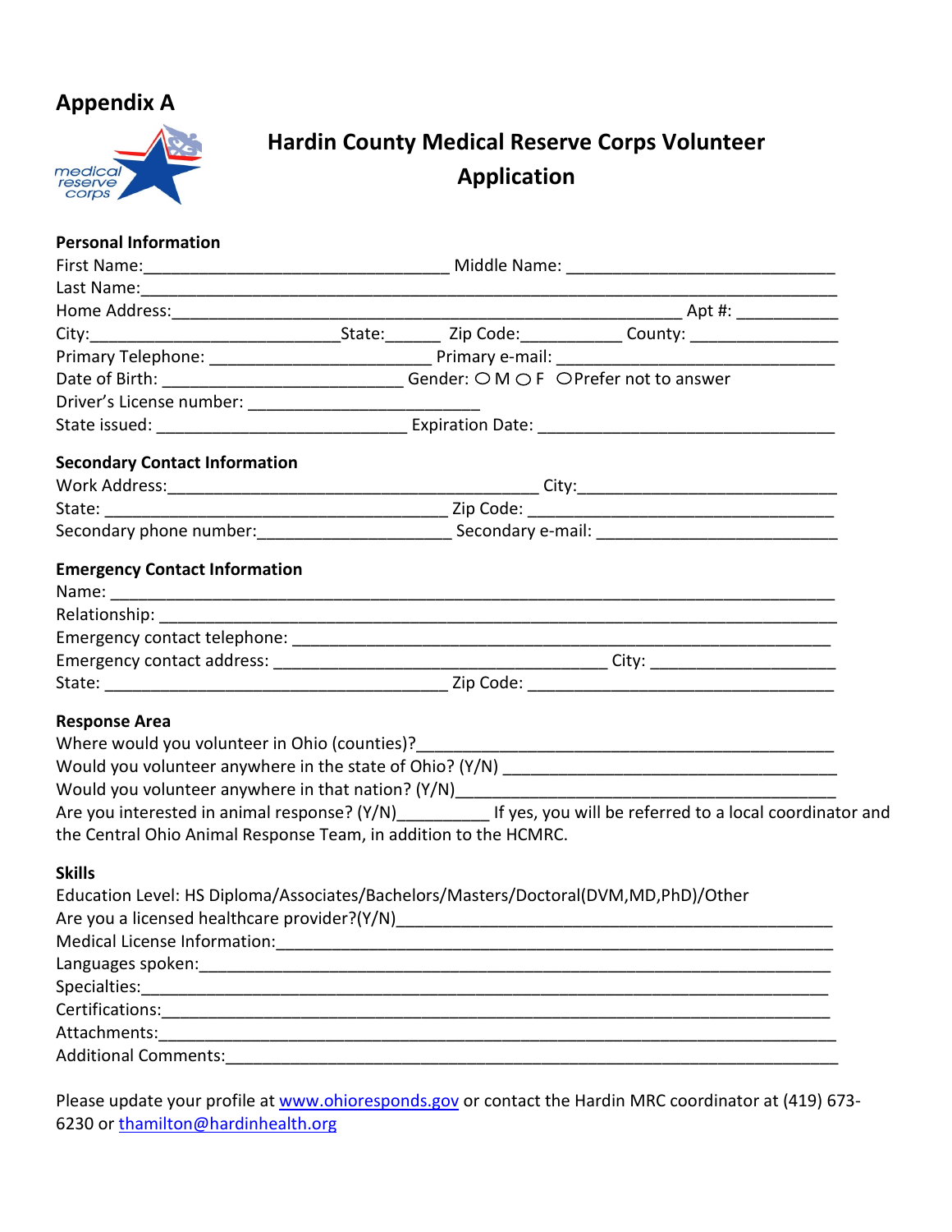# Appendix A

## Hardin County Medical Reserve Corps Volunteer Application

**Personal Information**

First Name:_________________________________ Middle Name: _____________________________

Last Name:_____________________________________________________________________________

Home Address:_______________________________________________________ Apt #: ___________

City:___________________________State:______ Zip Code:___________ County: ________________

Primary Telephone: ________________________ Primary e-mail: ______________________________

Date of Birth: __________________________ Gender: ○ M ○ F ○Prefer not to answer

Driver's License number: _________________________

State issued: ___________________________ Expiration Date: ________________________________

**Secondary Contact Information**

Work Address:_________________________________________ City:___________________________

State: ______________________________________ Zip Code: ________________________________

Secondary phone number:_____________________ Secondary e-mail: _________________________

**Emergency Contact Information**

Name: _______________________________________________________________________________

Relationship: __________________________________________________________________________

Emergency contact telephone: ___________________________________________________________

Emergency contact address: _________________________________ City: ____________________

State: ______________________________________ Zip Code: ________________________________

**Response Area**

Where would you volunteer in Ohio (counties)?____________________________________________

Would you volunteer anywhere in the state of Ohio? (Y/N) _________________________________

Would you volunteer anywhere in that nation? (Y/N)______________________________________

Are you interested in animal response? (Y/N)__________ If yes, you will be referred to a local coordinator and the Central Ohio Animal Response Team, in addition to the HCMRC.

**Skills**

Education Level: HS Diploma/Associates/Bachelors/Masters/Doctoral(DVM,MD,PhD)/Other

Are you a licensed healthcare provider?(Y/N)______________________________________________

Medical License Information:___________________________________________________________

Languages spoken:____________________________________________________________________

Specialties:__________________________________________________________________________

Certifications:________________________________________________________________________

Attachments:_________________________________________________________________________

Additional Comments:__________________________________________________________________

Please update your profile at www.ohioresponds.gov or contact the Hardin MRC coordinator at (419) 673-6230 or thamilton@hardinhealth.org